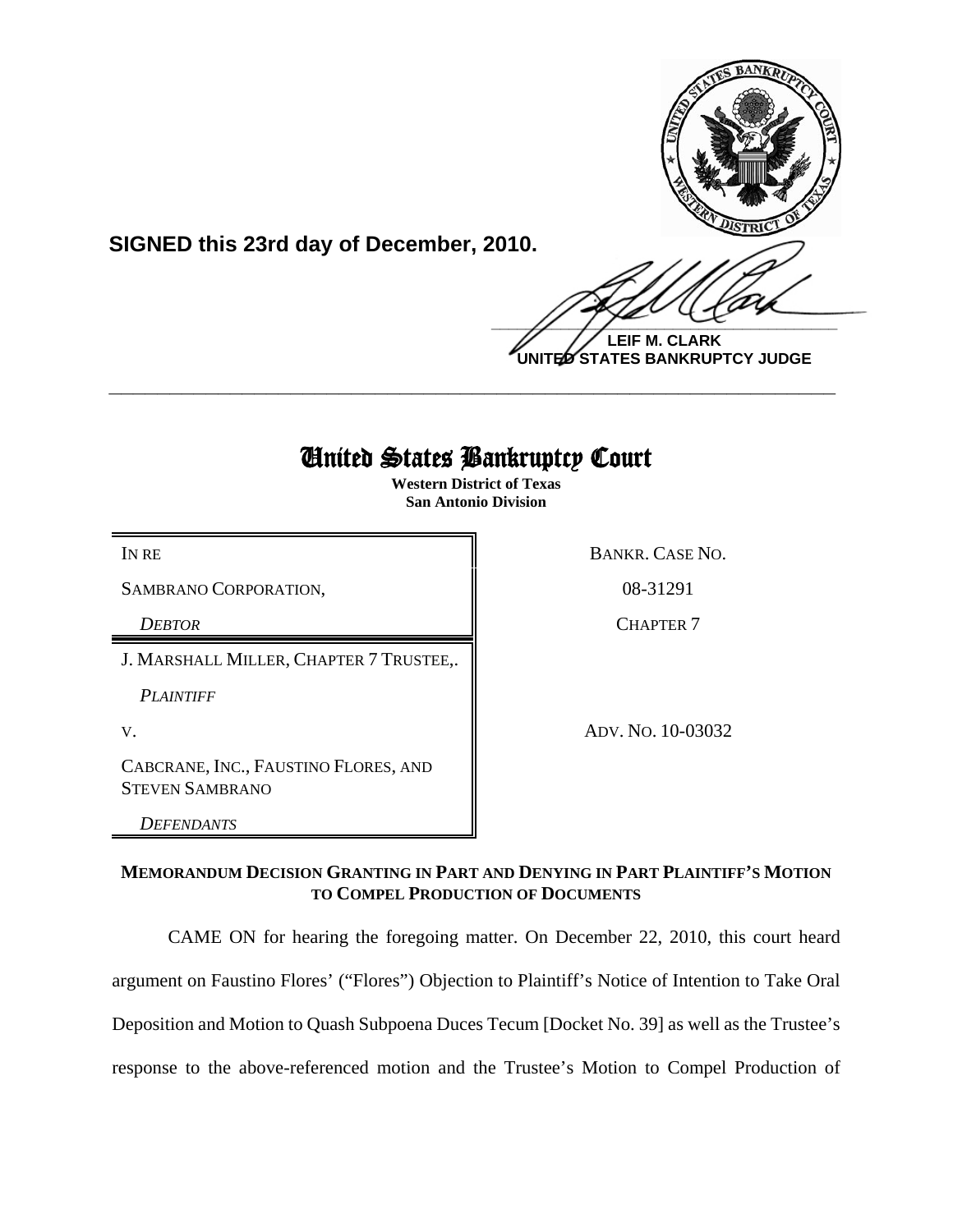**SIGNED this 23rd day of December, 2010.**

**LEIF M. CLARK**
**UNITED STATES BANKRUPTCY JUDGE**

---

# United States Bankruptcy Court

**Western District of Texas**
**San Antonio Division**

| | |
|---|---|
| IN RE | BANKR. CASE NO. |
| SAMBRANO CORPORATION, | 08-31291 |
| *DEBTOR* | CHAPTER 7 |
| J. MARSHALL MILLER, CHAPTER 7 TRUSTEE,. | |
| *PLAINTIFF* | |
| V. | ADV. NO. 10-03032 |
| CABCRANE, INC., FAUSTINO FLORES, AND STEVEN SAMBRANO | |
| *DEFENDANTS* | |

**MEMORANDUM DECISION GRANTING IN PART AND DENYING IN PART PLAINTIFF'S MOTION TO COMPEL PRODUCTION OF DOCUMENTS**

CAME ON for hearing the foregoing matter. On December 22, 2010, this court heard argument on Faustino Flores' ("Flores") Objection to Plaintiff's Notice of Intention to Take Oral Deposition and Motion to Quash Subpoena Duces Tecum [Docket No. 39] as well as the Trustee's response to the above-referenced motion and the Trustee's Motion to Compel Production of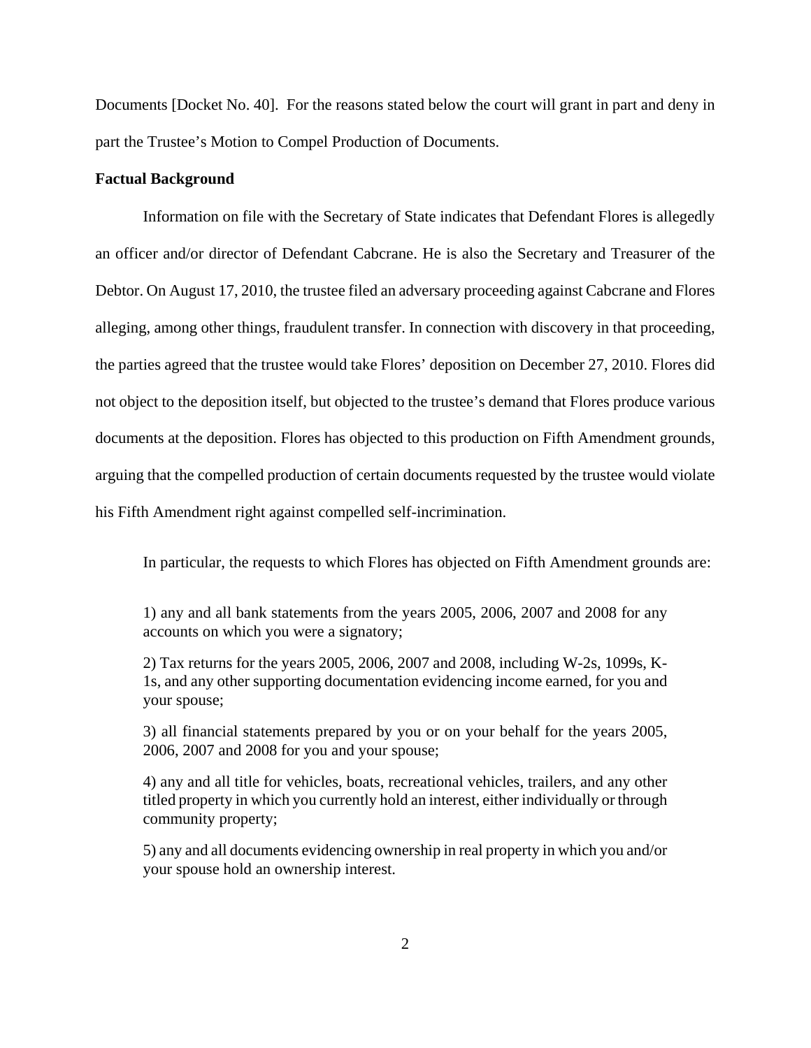Documents [Docket No. 40]. For the reasons stated below the court will grant in part and deny in part the Trustee's Motion to Compel Production of Documents.

**Factual Background**

Information on file with the Secretary of State indicates that Defendant Flores is allegedly an officer and/or director of Defendant Cabcrane. He is also the Secretary and Treasurer of the Debtor. On August 17, 2010, the trustee filed an adversary proceeding against Cabcrane and Flores alleging, among other things, fraudulent transfer. In connection with discovery in that proceeding, the parties agreed that the trustee would take Flores' deposition on December 27, 2010. Flores did not object to the deposition itself, but objected to the trustee's demand that Flores produce various documents at the deposition. Flores has objected to this production on Fifth Amendment grounds, arguing that the compelled production of certain documents requested by the trustee would violate his Fifth Amendment right against compelled self-incrimination.

In particular, the requests to which Flores has objected on Fifth Amendment grounds are:

> 1) any and all bank statements from the years 2005, 2006, 2007 and 2008 for any accounts on which you were a signatory;
>
> 2) Tax returns for the years 2005, 2006, 2007 and 2008, including W-2s, 1099s, K-1s, and any other supporting documentation evidencing income earned, for you and your spouse;
>
> 3) all financial statements prepared by you or on your behalf for the years 2005, 2006, 2007 and 2008 for you and your spouse;
>
> 4) any and all title for vehicles, boats, recreational vehicles, trailers, and any other titled property in which you currently hold an interest, either individually or through community property;
>
> 5) any and all documents evidencing ownership in real property in which you and/or your spouse hold an ownership interest.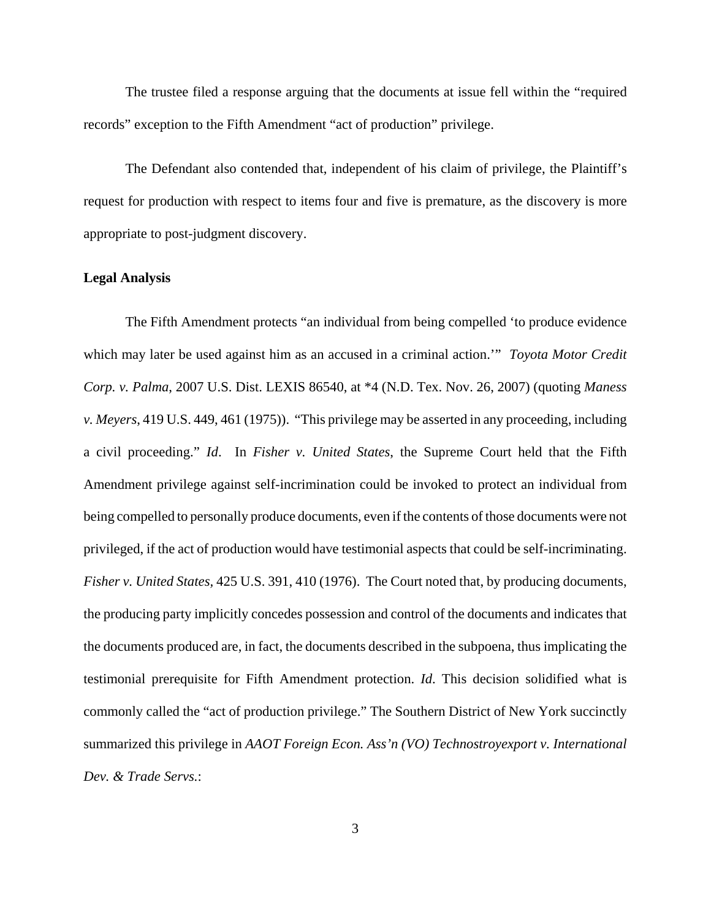The trustee filed a response arguing that the documents at issue fell within the "required records" exception to the Fifth Amendment "act of production" privilege.

The Defendant also contended that, independent of his claim of privilege, the Plaintiff's request for production with respect to items four and five is premature, as the discovery is more appropriate to post-judgment discovery.

**Legal Analysis**

The Fifth Amendment protects "an individual from being compelled 'to produce evidence which may later be used against him as an accused in a criminal action.'" *Toyota Motor Credit Corp. v. Palma*, 2007 U.S. Dist. LEXIS 86540, at *4 (N.D. Tex. Nov. 26, 2007) (quoting *Maness v. Meyers*, 419 U.S. 449, 461 (1975)). "This privilege may be asserted in any proceeding, including a civil proceeding." *Id*. In *Fisher v. United States*, the Supreme Court held that the Fifth Amendment privilege against self-incrimination could be invoked to protect an individual from being compelled to personally produce documents, even if the contents of those documents were not privileged, if the act of production would have testimonial aspects that could be self-incriminating. *Fisher v. United States*, 425 U.S. 391, 410 (1976). The Court noted that, by producing documents, the producing party implicitly concedes possession and control of the documents and indicates that the documents produced are, in fact, the documents described in the subpoena, thus implicating the testimonial prerequisite for Fifth Amendment protection. *Id*. This decision solidified what is commonly called the "act of production privilege." The Southern District of New York succinctly summarized this privilege in *AAOT Foreign Econ. Ass'n (VO) Technostroyexport v. International Dev. & Trade Servs.*: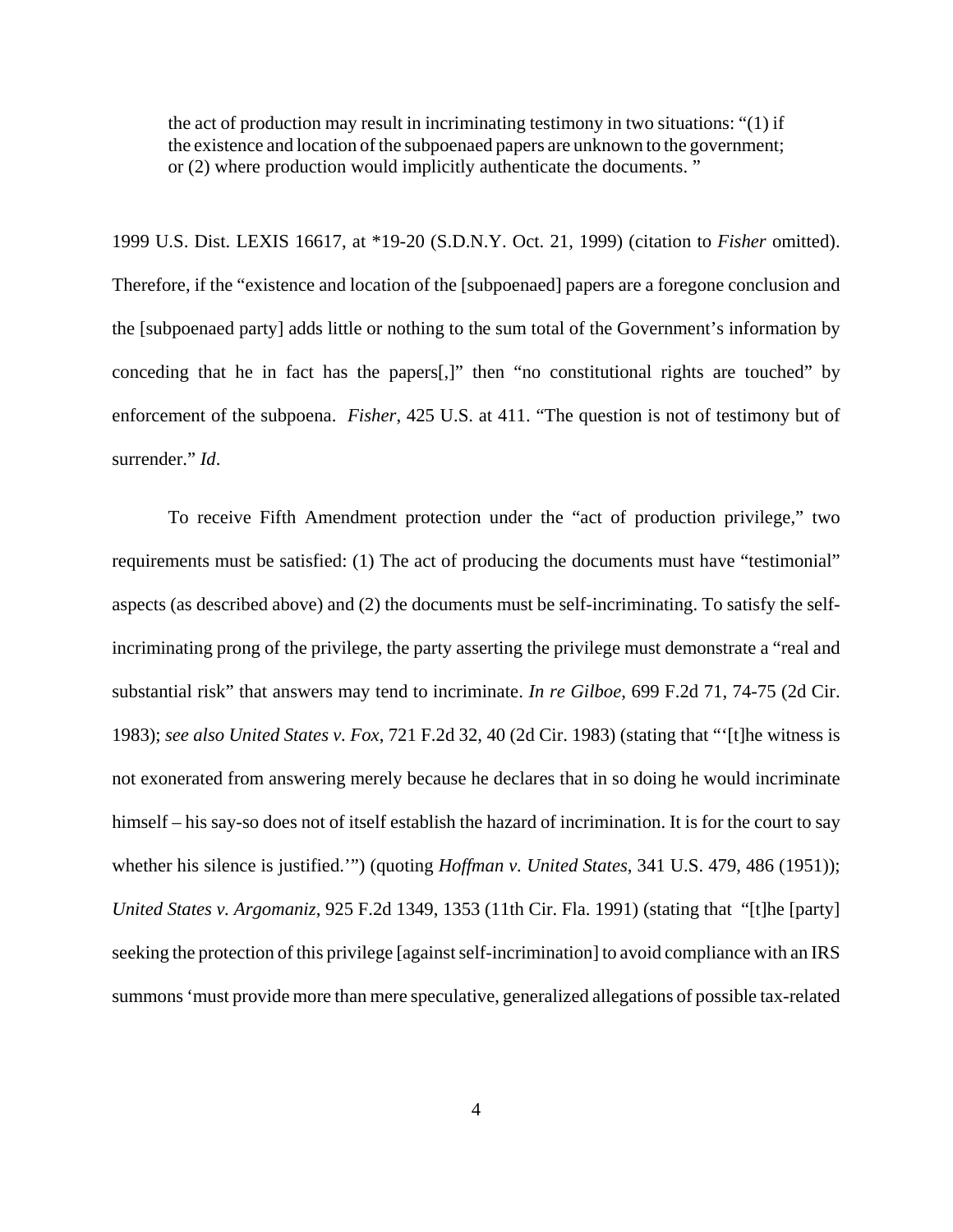> the act of production may result in incriminating testimony in two situations: "(1) if the existence and location of the subpoenaed papers are unknown to the government; or (2) where production would implicitly authenticate the documents. "

1999 U.S. Dist. LEXIS 16617, at *19-20 (S.D.N.Y. Oct. 21, 1999) (citation to *Fisher* omitted). Therefore, if the "existence and location of the [subpoenaed] papers are a foregone conclusion and the [subpoenaed party] adds little or nothing to the sum total of the Government's information by conceding that he in fact has the papers[,]" then "no constitutional rights are touched" by enforcement of the subpoena. *Fisher*, 425 U.S. at 411. "The question is not of testimony but of surrender." *Id*.

To receive Fifth Amendment protection under the "act of production privilege," two requirements must be satisfied: (1) The act of producing the documents must have "testimonial" aspects (as described above) and (2) the documents must be self-incriminating. To satisfy the self-incriminating prong of the privilege, the party asserting the privilege must demonstrate a "real and substantial risk" that answers may tend to incriminate. *In re Gilboe*, 699 F.2d 71, 74-75 (2d Cir. 1983); *see also United States v. Fox*, 721 F.2d 32, 40 (2d Cir. 1983) (stating that "'[t]he witness is not exonerated from answering merely because he declares that in so doing he would incriminate himself – his say-so does not of itself establish the hazard of incrimination. It is for the court to say whether his silence is justified.'") (quoting *Hoffman v. United States*, 341 U.S. 479, 486 (1951)); *United States v. Argomaniz*, 925 F.2d 1349, 1353 (11th Cir. Fla. 1991) (stating that "[t]he [party] seeking the protection of this privilege [against self-incrimination] to avoid compliance with an IRS summons 'must provide more than mere speculative, generalized allegations of possible tax-related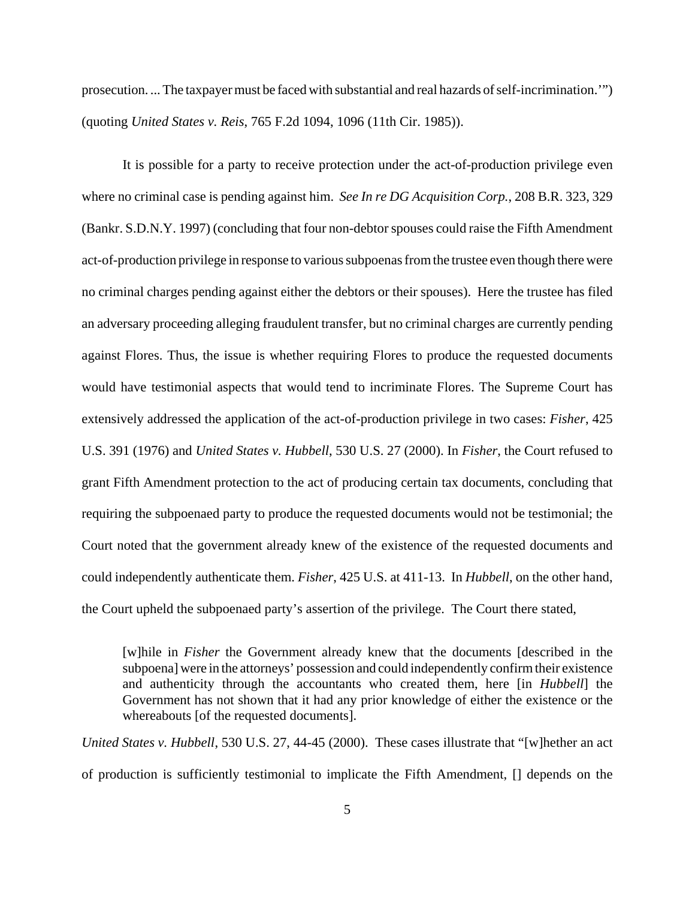prosecution. ... The taxpayer must be faced with substantial and real hazards of self-incrimination.'") (quoting *United States v. Reis*, 765 F.2d 1094, 1096 (11th Cir. 1985)).

It is possible for a party to receive protection under the act-of-production privilege even where no criminal case is pending against him. *See In re DG Acquisition Corp.*, 208 B.R. 323, 329 (Bankr. S.D.N.Y. 1997) (concluding that four non-debtor spouses could raise the Fifth Amendment act-of-production privilege in response to various subpoenas from the trustee even though there were no criminal charges pending against either the debtors or their spouses). Here the trustee has filed an adversary proceeding alleging fraudulent transfer, but no criminal charges are currently pending against Flores. Thus, the issue is whether requiring Flores to produce the requested documents would have testimonial aspects that would tend to incriminate Flores. The Supreme Court has extensively addressed the application of the act-of-production privilege in two cases: *Fisher*, 425 U.S. 391 (1976) and *United States v. Hubbell*, 530 U.S. 27 (2000). In *Fisher*, the Court refused to grant Fifth Amendment protection to the act of producing certain tax documents, concluding that requiring the subpoenaed party to produce the requested documents would not be testimonial; the Court noted that the government already knew of the existence of the requested documents and could independently authenticate them. *Fisher*, 425 U.S. at 411-13. In *Hubbell*, on the other hand, the Court upheld the subpoenaed party's assertion of the privilege. The Court there stated,

> [w]hile in *Fisher* the Government already knew that the documents [described in the subpoena] were in the attorneys' possession and could independently confirm their existence and authenticity through the accountants who created them, here [in *Hubbell*] the Government has not shown that it had any prior knowledge of either the existence or the whereabouts [of the requested documents].

*United States v. Hubbell*, 530 U.S. 27, 44-45 (2000). These cases illustrate that "[w]hether an act of production is sufficiently testimonial to implicate the Fifth Amendment, [] depends on the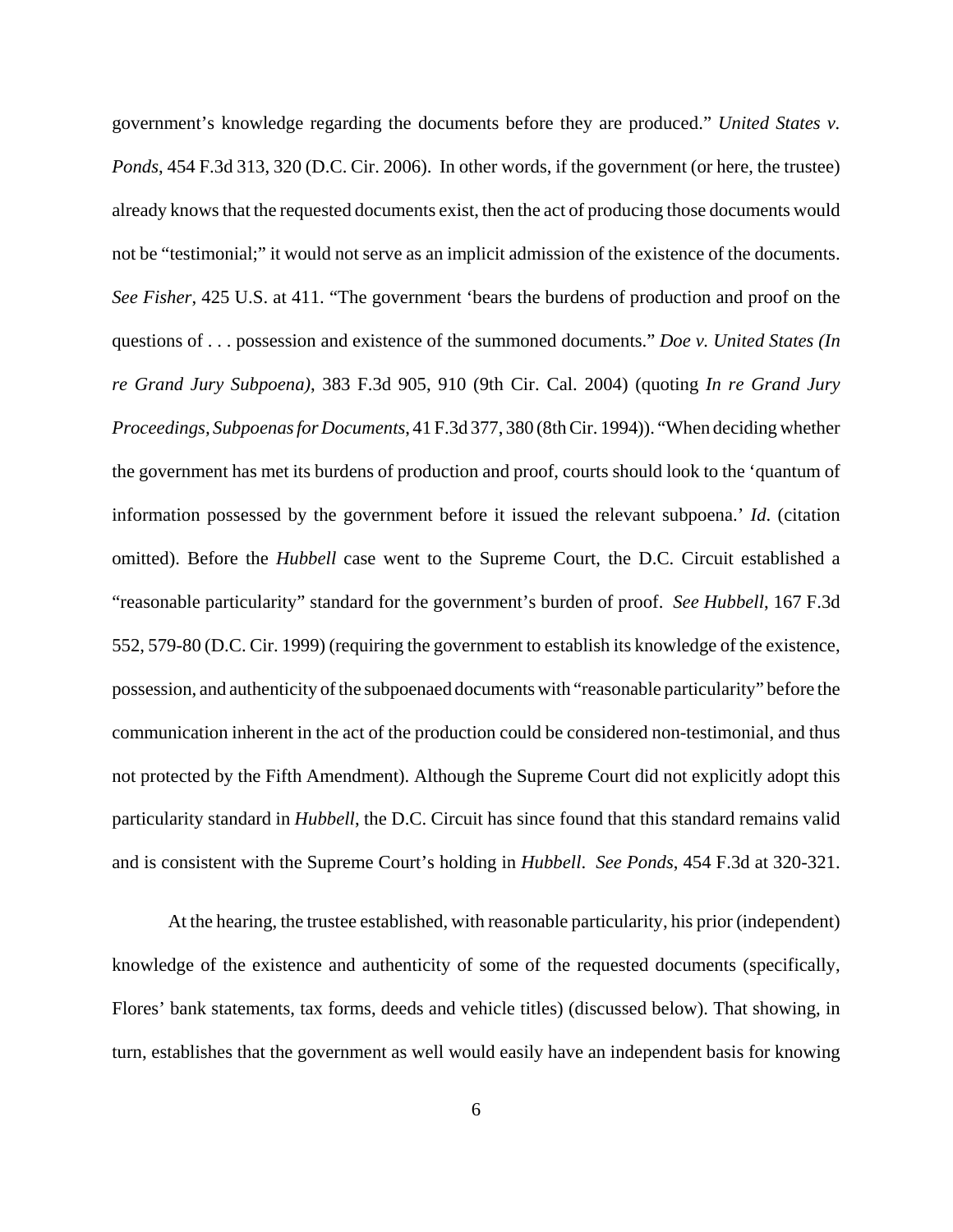government's knowledge regarding the documents before they are produced." *United States v. Ponds*, 454 F.3d 313, 320 (D.C. Cir. 2006). In other words, if the government (or here, the trustee) already knows that the requested documents exist, then the act of producing those documents would not be "testimonial;" it would not serve as an implicit admission of the existence of the documents. *See Fisher*, 425 U.S. at 411. "The government 'bears the burdens of production and proof on the questions of . . . possession and existence of the summoned documents." *Doe v. United States (In re Grand Jury Subpoena)*, 383 F.3d 905, 910 (9th Cir. Cal. 2004) (quoting *In re Grand Jury Proceedings, Subpoenas for Documents*, 41 F.3d 377, 380 (8th Cir. 1994)). "When deciding whether the government has met its burdens of production and proof, courts should look to the 'quantum of information possessed by the government before it issued the relevant subpoena.' *Id*. (citation omitted). Before the *Hubbell* case went to the Supreme Court, the D.C. Circuit established a "reasonable particularity" standard for the government's burden of proof. *See Hubbell*, 167 F.3d 552, 579-80 (D.C. Cir. 1999) (requiring the government to establish its knowledge of the existence, possession, and authenticity of the subpoenaed documents with "reasonable particularity" before the communication inherent in the act of the production could be considered non-testimonial, and thus not protected by the Fifth Amendment). Although the Supreme Court did not explicitly adopt this particularity standard in *Hubbell*, the D.C. Circuit has since found that this standard remains valid and is consistent with the Supreme Court's holding in *Hubbell*. *See Ponds*, 454 F.3d at 320-321.

At the hearing, the trustee established, with reasonable particularity, his prior (independent) knowledge of the existence and authenticity of some of the requested documents (specifically, Flores' bank statements, tax forms, deeds and vehicle titles) (discussed below). That showing, in turn, establishes that the government as well would easily have an independent basis for knowing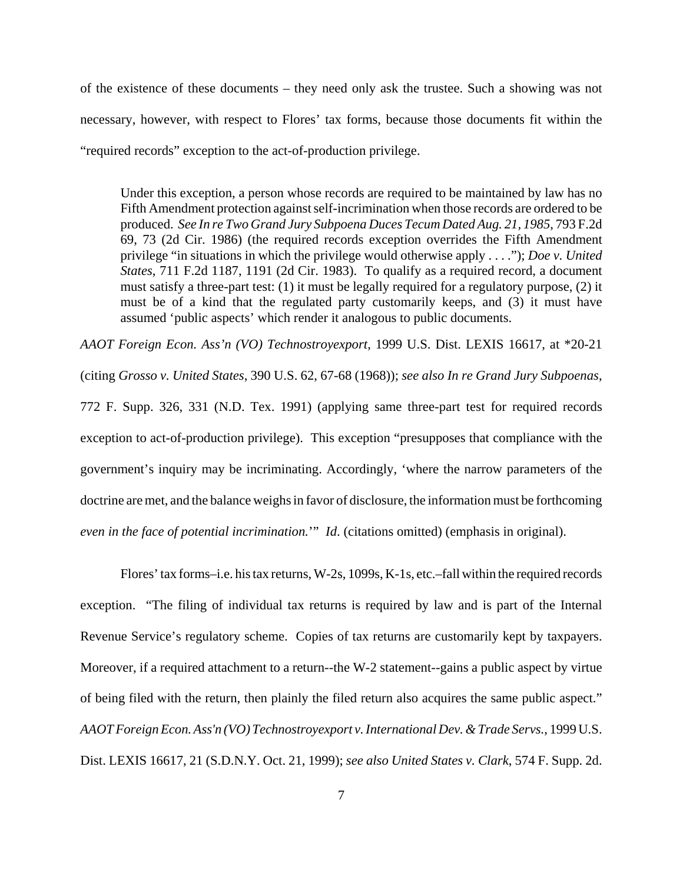of the existence of these documents – they need only ask the trustee. Such a showing was not necessary, however, with respect to Flores' tax forms, because those documents fit within the "required records" exception to the act-of-production privilege.

> Under this exception, a person whose records are required to be maintained by law has no Fifth Amendment protection against self-incrimination when those records are ordered to be produced. *See In re Two Grand Jury Subpoena Duces Tecum Dated Aug. 21, 1985*, 793 F.2d 69, 73 (2d Cir. 1986) (the required records exception overrides the Fifth Amendment privilege "in situations in which the privilege would otherwise apply . . . ."); *Doe v. United States*, 711 F.2d 1187, 1191 (2d Cir. 1983). To qualify as a required record, a document must satisfy a three-part test: (1) it must be legally required for a regulatory purpose, (2) it must be of a kind that the regulated party customarily keeps, and (3) it must have assumed 'public aspects' which render it analogous to public documents.

*AAOT Foreign Econ. Ass'n (VO) Technostroyexport*, 1999 U.S. Dist. LEXIS 16617, at *20-21 (citing *Grosso v. United States*, 390 U.S. 62, 67-68 (1968)); *see also In re Grand Jury Subpoenas*, 772 F. Supp. 326, 331 (N.D. Tex. 1991) (applying same three-part test for required records exception to act-of-production privilege). This exception "presupposes that compliance with the government's inquiry may be incriminating. Accordingly, 'where the narrow parameters of the doctrine are met, and the balance weighs in favor of disclosure, the information must be forthcoming *even in the face of potential incrimination.*'" *Id*. (citations omitted) (emphasis in original).

Flores' tax forms–i.e. his tax returns, W-2s, 1099s, K-1s, etc.–fall within the required records exception. "The filing of individual tax returns is required by law and is part of the Internal Revenue Service's regulatory scheme. Copies of tax returns are customarily kept by taxpayers. Moreover, if a required attachment to a return--the W-2 statement--gains a public aspect by virtue of being filed with the return, then plainly the filed return also acquires the same public aspect." *AAOT Foreign Econ. Ass'n (VO) Technostroyexport v. International Dev. & Trade Servs.*, 1999 U.S. Dist. LEXIS 16617, 21 (S.D.N.Y. Oct. 21, 1999); *see also United States v. Clark*, 574 F. Supp. 2d.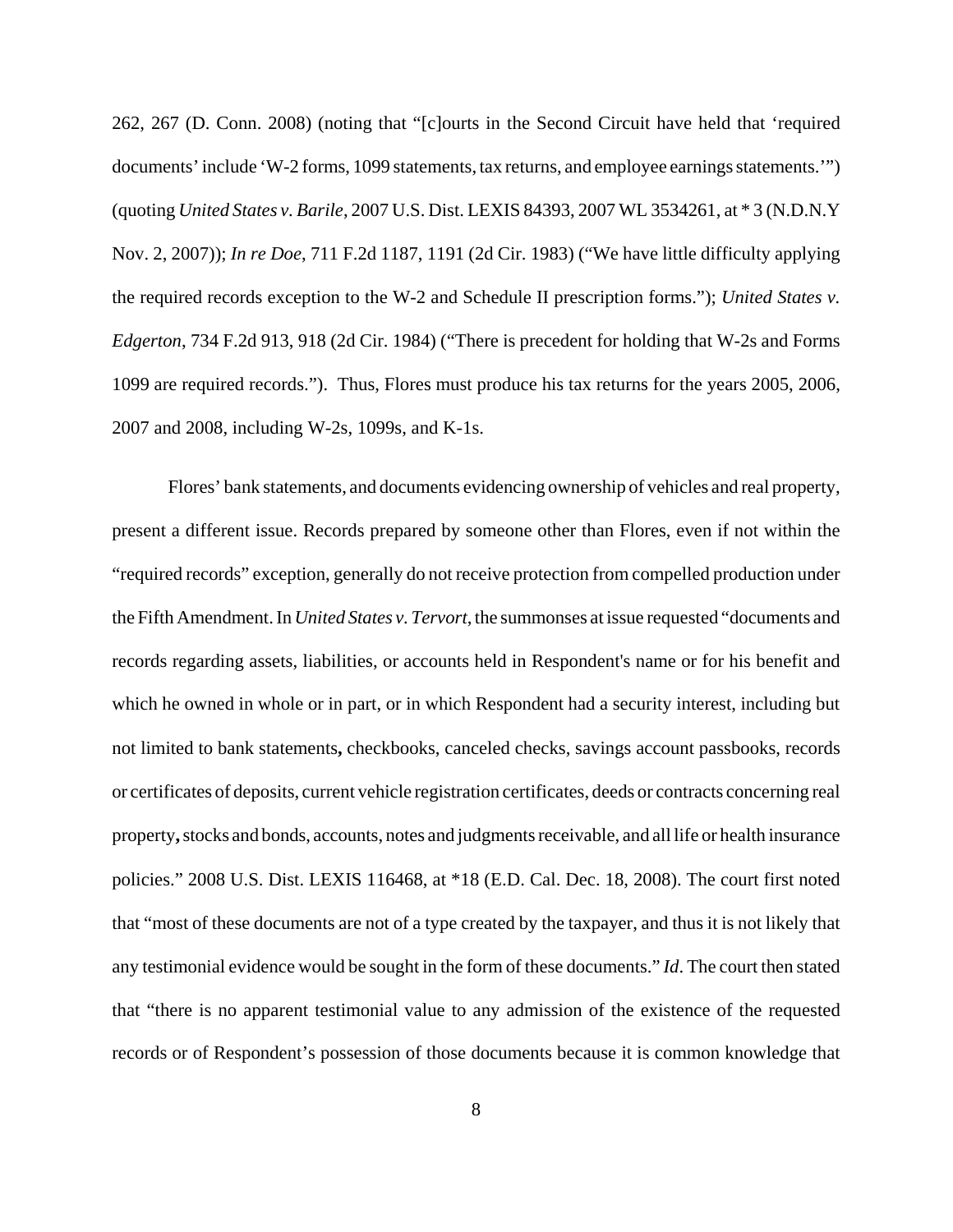262, 267 (D. Conn. 2008) (noting that "[c]ourts in the Second Circuit have held that 'required documents' include 'W-2 forms, 1099 statements, tax returns, and employee earnings statements.'") (quoting *United States v. Barile*, 2007 U.S. Dist. LEXIS 84393, 2007 WL 3534261, at * 3 (N.D.N.Y Nov. 2, 2007)); *In re Doe*, 711 F.2d 1187, 1191 (2d Cir. 1983) ("We have little difficulty applying the required records exception to the W-2 and Schedule II prescription forms."); *United States v. Edgerton*, 734 F.2d 913, 918 (2d Cir. 1984) ("There is precedent for holding that W-2s and Forms 1099 are required records."). Thus, Flores must produce his tax returns for the years 2005, 2006, 2007 and 2008, including W-2s, 1099s, and K-1s.

Flores' bank statements, and documents evidencing ownership of vehicles and real property, present a different issue. Records prepared by someone other than Flores, even if not within the "required records" exception, generally do not receive protection from compelled production under the Fifth Amendment. In *United States v. Tervort*, the summonses at issue requested "documents and records regarding assets, liabilities, or accounts held in Respondent's name or for his benefit and which he owned in whole or in part, or in which Respondent had a security interest, including but not limited to bank statements**,** checkbooks, canceled checks, savings account passbooks, records or certificates of deposits, current vehicle registration certificates, deeds or contracts concerning real property**,** stocks and bonds, accounts, notes and judgments receivable, and all life or health insurance policies." 2008 U.S. Dist. LEXIS 116468, at *18 (E.D. Cal. Dec. 18, 2008). The court first noted that "most of these documents are not of a type created by the taxpayer, and thus it is not likely that any testimonial evidence would be sought in the form of these documents." *Id*. The court then stated that "there is no apparent testimonial value to any admission of the existence of the requested records or of Respondent's possession of those documents because it is common knowledge that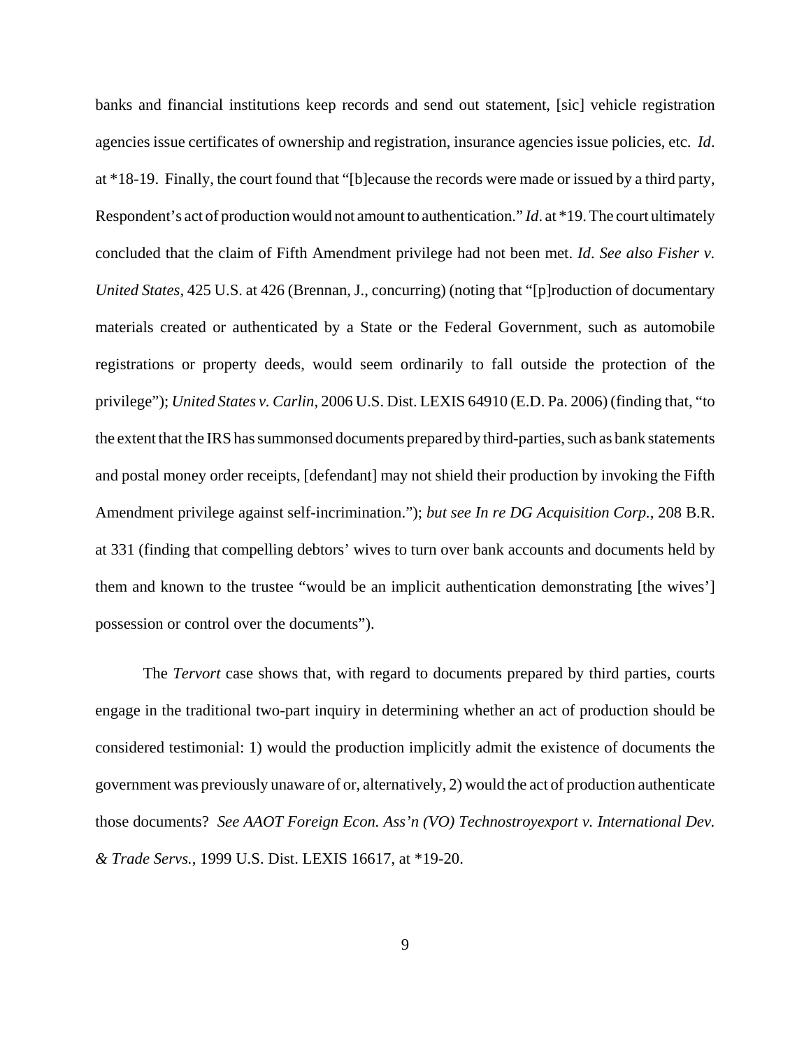banks and financial institutions keep records and send out statement, [sic] vehicle registration agencies issue certificates of ownership and registration, insurance agencies issue policies, etc. *Id*. at *18-19. Finally, the court found that "[b]ecause the records were made or issued by a third party, Respondent's act of production would not amount to authentication." *Id*. at *19. The court ultimately concluded that the claim of Fifth Amendment privilege had not been met. *Id*. *See also Fisher v. United States*, 425 U.S. at 426 (Brennan, J., concurring) (noting that "[p]roduction of documentary materials created or authenticated by a State or the Federal Government, such as automobile registrations or property deeds, would seem ordinarily to fall outside the protection of the privilege"); *United States v. Carlin*, 2006 U.S. Dist. LEXIS 64910 (E.D. Pa. 2006) (finding that, "to the extent that the IRS has summonsed documents prepared by third-parties, such as bank statements and postal money order receipts, [defendant] may not shield their production by invoking the Fifth Amendment privilege against self-incrimination."); *but see In re DG Acquisition Corp.*, 208 B.R. at 331 (finding that compelling debtors' wives to turn over bank accounts and documents held by them and known to the trustee "would be an implicit authentication demonstrating [the wives'] possession or control over the documents").

The *Tervort* case shows that, with regard to documents prepared by third parties, courts engage in the traditional two-part inquiry in determining whether an act of production should be considered testimonial: 1) would the production implicitly admit the existence of documents the government was previously unaware of or, alternatively, 2) would the act of production authenticate those documents? *See AAOT Foreign Econ. Ass'n (VO) Technostroyexport v. International Dev. & Trade Servs.*, 1999 U.S. Dist. LEXIS 16617, at *19-20.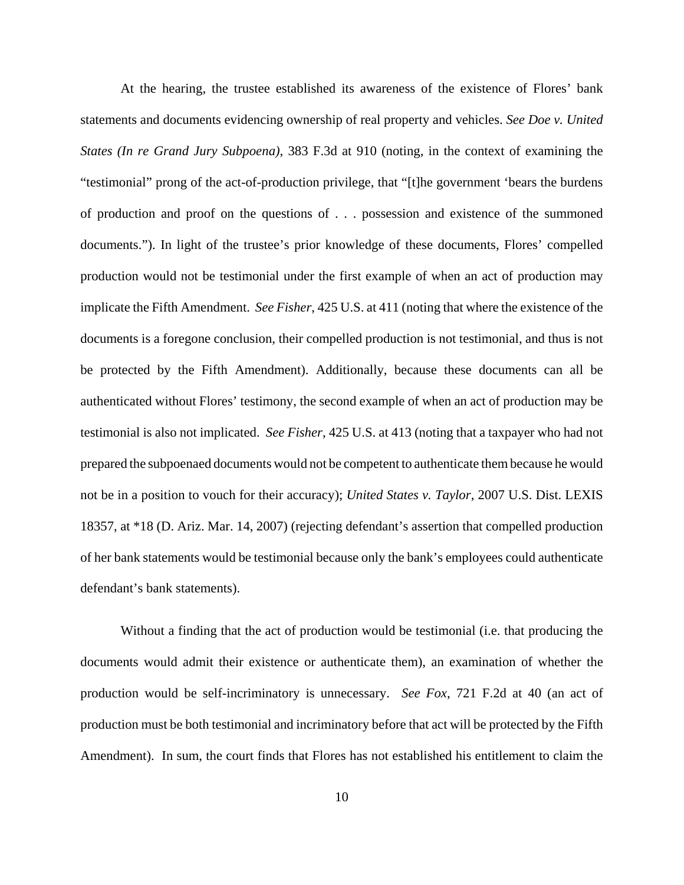At the hearing, the trustee established its awareness of the existence of Flores' bank statements and documents evidencing ownership of real property and vehicles. *See Doe v. United States (In re Grand Jury Subpoena)*, 383 F.3d at 910 (noting, in the context of examining the "testimonial" prong of the act-of-production privilege, that "[t]he government 'bears the burdens of production and proof on the questions of . . . possession and existence of the summoned documents."). In light of the trustee's prior knowledge of these documents, Flores' compelled production would not be testimonial under the first example of when an act of production may implicate the Fifth Amendment. *See Fisher*, 425 U.S. at 411 (noting that where the existence of the documents is a foregone conclusion, their compelled production is not testimonial, and thus is not be protected by the Fifth Amendment). Additionally, because these documents can all be authenticated without Flores' testimony, the second example of when an act of production may be testimonial is also not implicated. *See Fisher*, 425 U.S. at 413 (noting that a taxpayer who had not prepared the subpoenaed documents would not be competent to authenticate them because he would not be in a position to vouch for their accuracy); *United States v. Taylor*, 2007 U.S. Dist. LEXIS 18357, at *18 (D. Ariz. Mar. 14, 2007) (rejecting defendant's assertion that compelled production of her bank statements would be testimonial because only the bank's employees could authenticate defendant's bank statements).

Without a finding that the act of production would be testimonial (i.e. that producing the documents would admit their existence or authenticate them), an examination of whether the production would be self-incriminatory is unnecessary. *See Fox*, 721 F.2d at 40 (an act of production must be both testimonial and incriminatory before that act will be protected by the Fifth Amendment). In sum, the court finds that Flores has not established his entitlement to claim the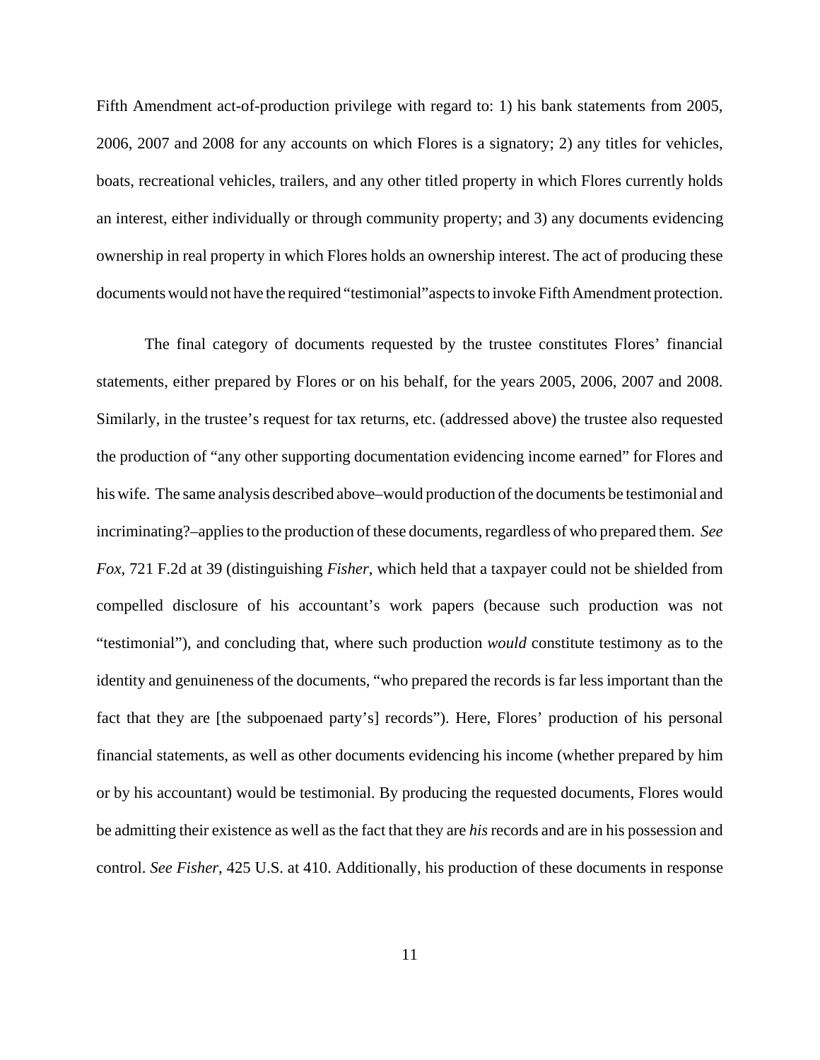Fifth Amendment act-of-production privilege with regard to: 1) his bank statements from 2005, 2006, 2007 and 2008 for any accounts on which Flores is a signatory; 2) any titles for vehicles, boats, recreational vehicles, trailers, and any other titled property in which Flores currently holds an interest, either individually or through community property; and 3) any documents evidencing ownership in real property in which Flores holds an ownership interest. The act of producing these documents would not have the required "testimonial"aspects to invoke Fifth Amendment protection.

The final category of documents requested by the trustee constitutes Flores' financial statements, either prepared by Flores or on his behalf, for the years 2005, 2006, 2007 and 2008. Similarly, in the trustee's request for tax returns, etc. (addressed above) the trustee also requested the production of "any other supporting documentation evidencing income earned" for Flores and his wife. The same analysis described above–would production of the documents be testimonial and incriminating?–applies to the production of these documents, regardless of who prepared them. *See Fox*, 721 F.2d at 39 (distinguishing *Fisher*, which held that a taxpayer could not be shielded from compelled disclosure of his accountant's work papers (because such production was not "testimonial"), and concluding that, where such production *would* constitute testimony as to the identity and genuineness of the documents, "who prepared the records is far less important than the fact that they are [the subpoenaed party's] records"). Here, Flores' production of his personal financial statements, as well as other documents evidencing his income (whether prepared by him or by his accountant) would be testimonial. By producing the requested documents, Flores would be admitting their existence as well as the fact that they are *his* records and are in his possession and control. *See Fisher*, 425 U.S. at 410. Additionally, his production of these documents in response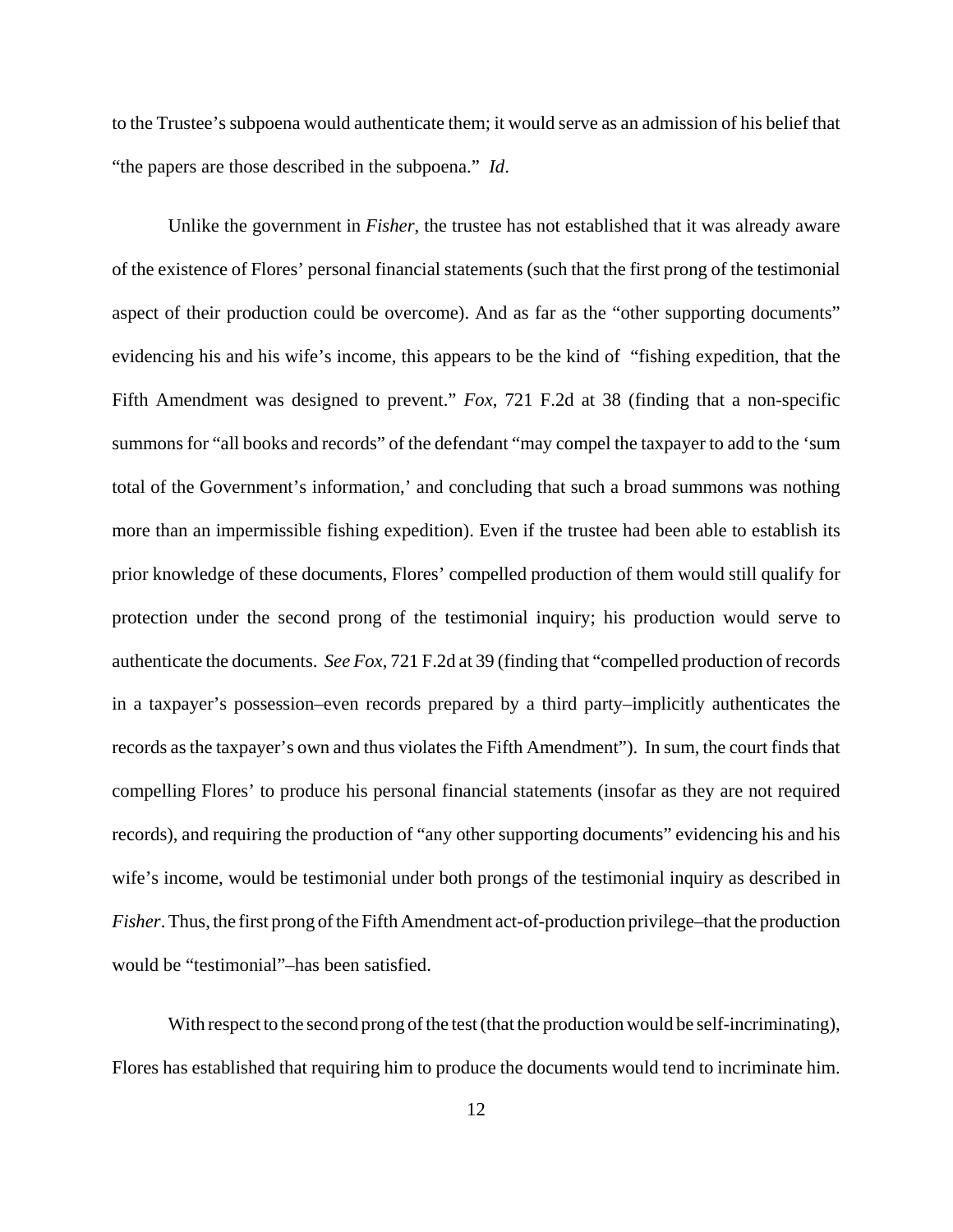to the Trustee's subpoena would authenticate them; it would serve as an admission of his belief that "the papers are those described in the subpoena." *Id*.

Unlike the government in *Fisher*, the trustee has not established that it was already aware of the existence of Flores' personal financial statements (such that the first prong of the testimonial aspect of their production could be overcome). And as far as the "other supporting documents" evidencing his and his wife's income, this appears to be the kind of "fishing expedition, that the Fifth Amendment was designed to prevent." *Fox*, 721 F.2d at 38 (finding that a non-specific summons for "all books and records" of the defendant "may compel the taxpayer to add to the 'sum total of the Government's information,' and concluding that such a broad summons was nothing more than an impermissible fishing expedition). Even if the trustee had been able to establish its prior knowledge of these documents, Flores' compelled production of them would still qualify for protection under the second prong of the testimonial inquiry; his production would serve to authenticate the documents. *See Fox*, 721 F.2d at 39 (finding that "compelled production of records in a taxpayer's possession–even records prepared by a third party–implicitly authenticates the records as the taxpayer's own and thus violates the Fifth Amendment"). In sum, the court finds that compelling Flores' to produce his personal financial statements (insofar as they are not required records), and requiring the production of "any other supporting documents" evidencing his and his wife's income, would be testimonial under both prongs of the testimonial inquiry as described in *Fisher*. Thus, the first prong of the Fifth Amendment act-of-production privilege–that the production would be "testimonial"–has been satisfied.

With respect to the second prong of the test (that the production would be self-incriminating), Flores has established that requiring him to produce the documents would tend to incriminate him.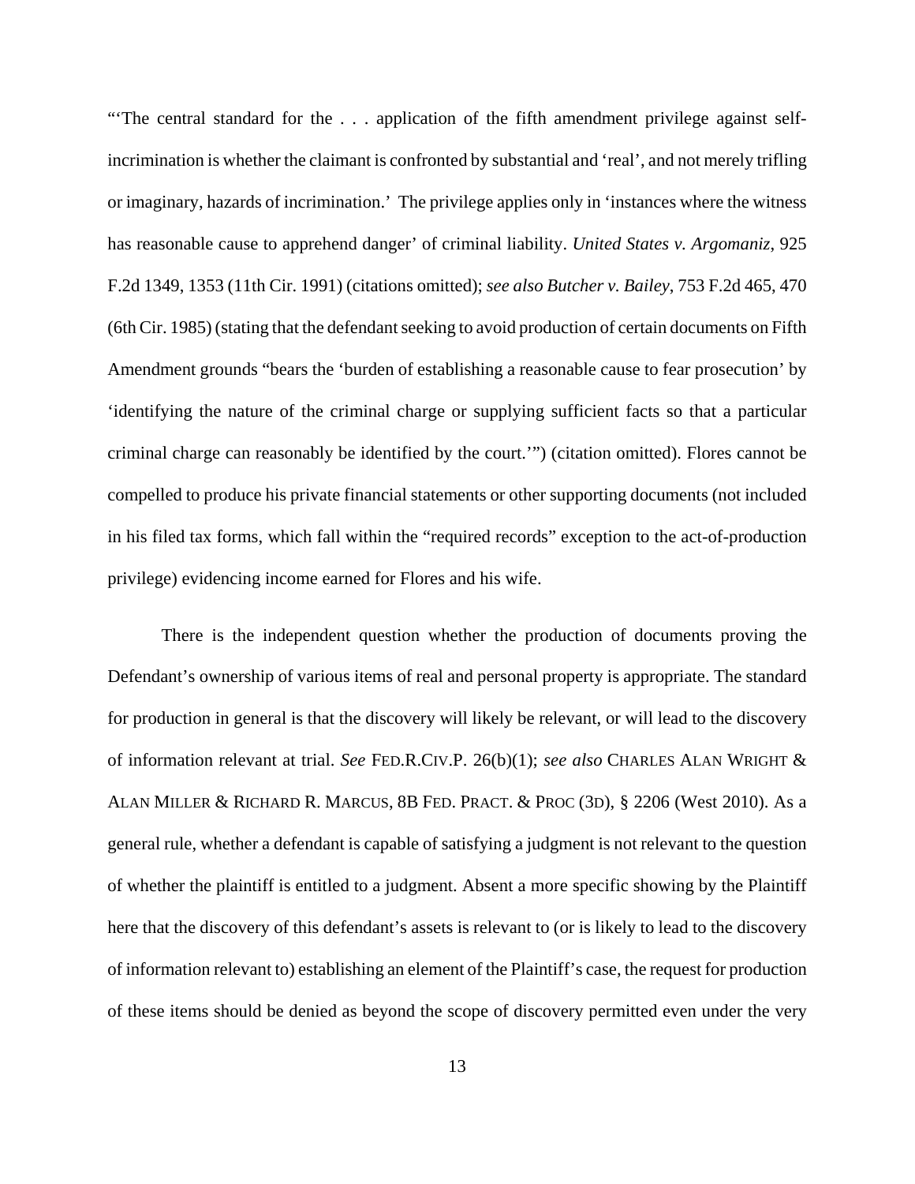"'The central standard for the . . . application of the fifth amendment privilege against self-incrimination is whether the claimant is confronted by substantial and 'real', and not merely trifling or imaginary, hazards of incrimination.' The privilege applies only in 'instances where the witness has reasonable cause to apprehend danger' of criminal liability. *United States v. Argomaniz*, 925 F.2d 1349, 1353 (11th Cir. 1991) (citations omitted); *see also Butcher v. Bailey*, 753 F.2d 465, 470 (6th Cir. 1985) (stating that the defendant seeking to avoid production of certain documents on Fifth Amendment grounds "bears the 'burden of establishing a reasonable cause to fear prosecution' by 'identifying the nature of the criminal charge or supplying sufficient facts so that a particular criminal charge can reasonably be identified by the court.'") (citation omitted). Flores cannot be compelled to produce his private financial statements or other supporting documents (not included in his filed tax forms, which fall within the "required records" exception to the act-of-production privilege) evidencing income earned for Flores and his wife.

There is the independent question whether the production of documents proving the Defendant's ownership of various items of real and personal property is appropriate. The standard for production in general is that the discovery will likely be relevant, or will lead to the discovery of information relevant at trial. *See* FED.R.CIV.P. 26(b)(1); *see also* CHARLES ALAN WRIGHT & ALAN MILLER & RICHARD R. MARCUS, 8B FED. PRACT. & PROC (3D), § 2206 (West 2010). As a general rule, whether a defendant is capable of satisfying a judgment is not relevant to the question of whether the plaintiff is entitled to a judgment. Absent a more specific showing by the Plaintiff here that the discovery of this defendant's assets is relevant to (or is likely to lead to the discovery of information relevant to) establishing an element of the Plaintiff's case, the request for production of these items should be denied as beyond the scope of discovery permitted even under the very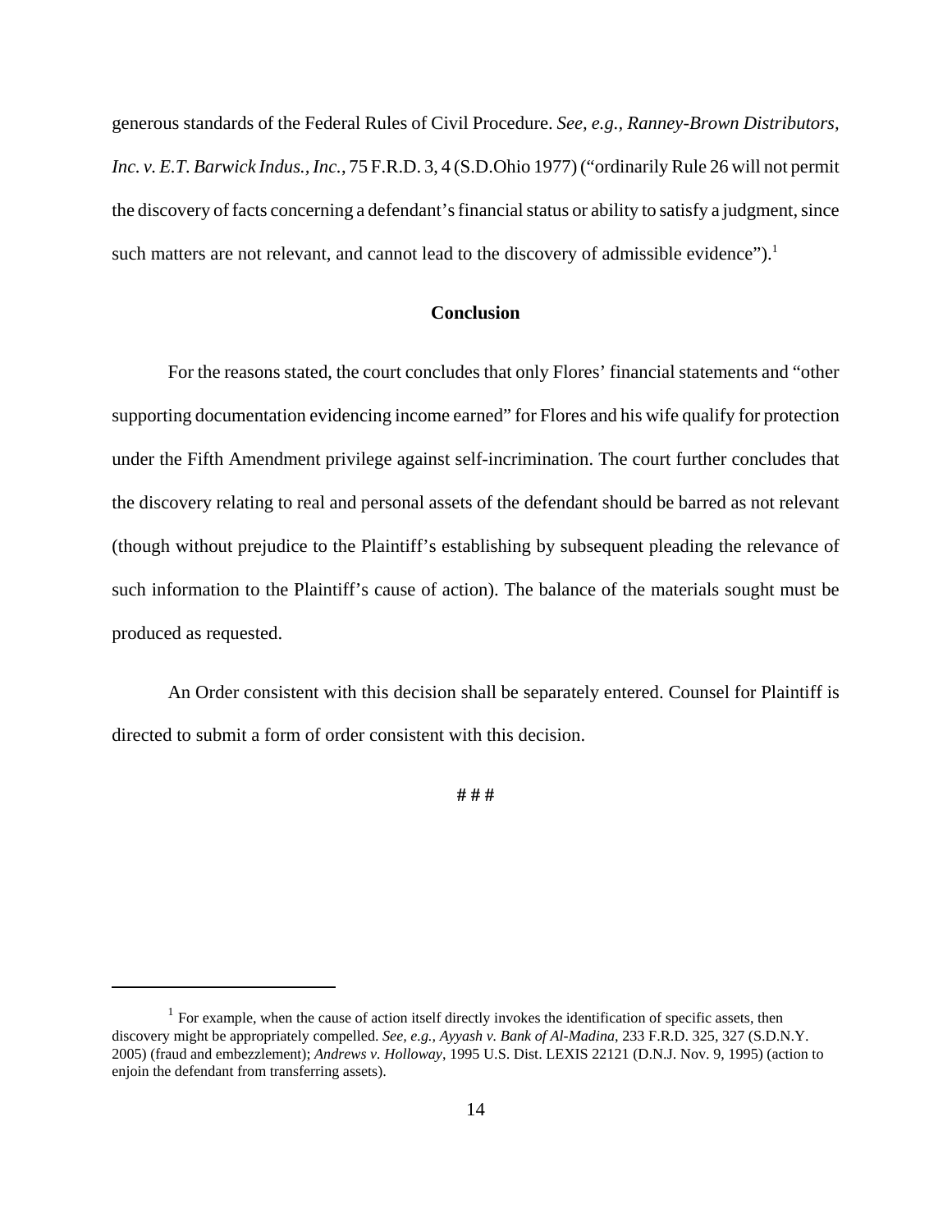generous standards of the Federal Rules of Civil Procedure. *See, e.g., Ranney-Brown Distributors, Inc. v. E.T. Barwick Indus., Inc.*, 75 F.R.D. 3, 4 (S.D.Ohio 1977) ("ordinarily Rule 26 will not permit the discovery of facts concerning a defendant's financial status or ability to satisfy a judgment, since such matters are not relevant, and cannot lead to the discovery of admissible evidence").[1]

### Conclusion

For the reasons stated, the court concludes that only Flores' financial statements and "other supporting documentation evidencing income earned" for Flores and his wife qualify for protection under the Fifth Amendment privilege against self-incrimination. The court further concludes that the discovery relating to real and personal assets of the defendant should be barred as not relevant (though without prejudice to the Plaintiff's establishing by subsequent pleading the relevance of such information to the Plaintiff's cause of action). The balance of the materials sought must be produced as requested.

An Order consistent with this decision shall be separately entered. Counsel for Plaintiff is directed to submit a form of order consistent with this decision.

# # #

---

[1] For example, when the cause of action itself directly invokes the identification of specific assets, then discovery might be appropriately compelled. *See, e.g., Ayyash v. Bank of Al-Madina*, 233 F.R.D. 325, 327 (S.D.N.Y. 2005) (fraud and embezzlement); *Andrews v. Holloway*, 1995 U.S. Dist. LEXIS 22121 (D.N.J. Nov. 9, 1995) (action to enjoin the defendant from transferring assets).